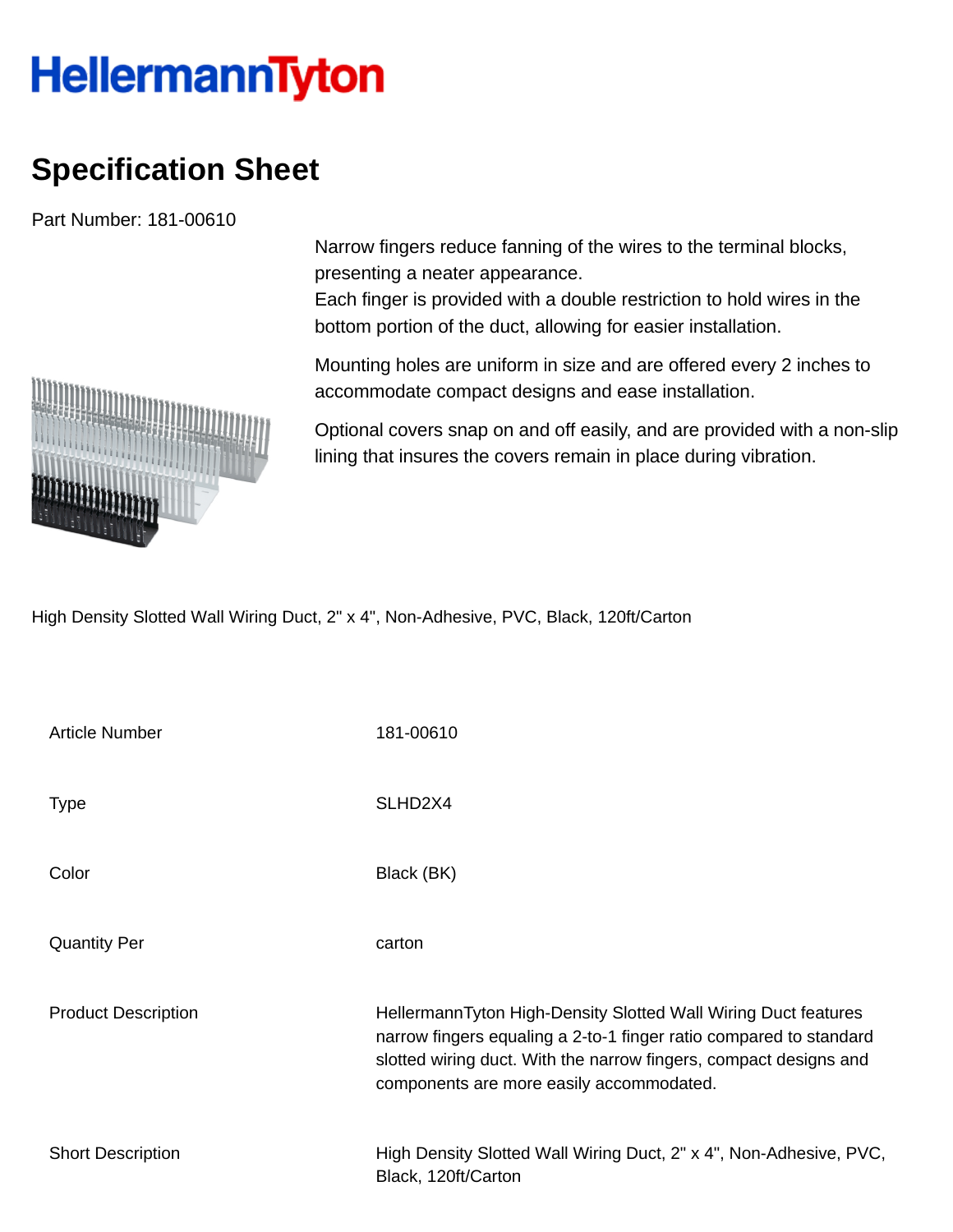HellermannTyton

# Specification Sheet

Part Number: 181-00610

Narrow fingers reduce fanning of the wires to the terminal blocks, presenting a neater appearance.
Each finger is provided with a double restriction to hold wires in the bottom portion of the duct, allowing for easier installation.

Mounting holes are uniform in size and are offered every 2 inches to accommodate compact designs and ease installation.

Optional covers snap on and off easily, and are provided with a non-slip lining that insures the covers remain in place during vibration.

High Density Slotted Wall Wiring Duct, 2" x 4", Non-Adhesive, PVC, Black, 120ft/Carton

| | |
|---|---|
| Article Number | 181-00610 |
| Type | SLHD2X4 |
| Color | Black (BK) |
| Quantity Per | carton |
| Product Description | HellermannTyton High-Density Slotted Wall Wiring Duct features narrow fingers equaling a 2-to-1 finger ratio compared to standard slotted wiring duct. With the narrow fingers, compact designs and components are more easily accommodated. |
| Short Description | High Density Slotted Wall Wiring Duct, 2" x 4", Non-Adhesive, PVC, Black, 120ft/Carton |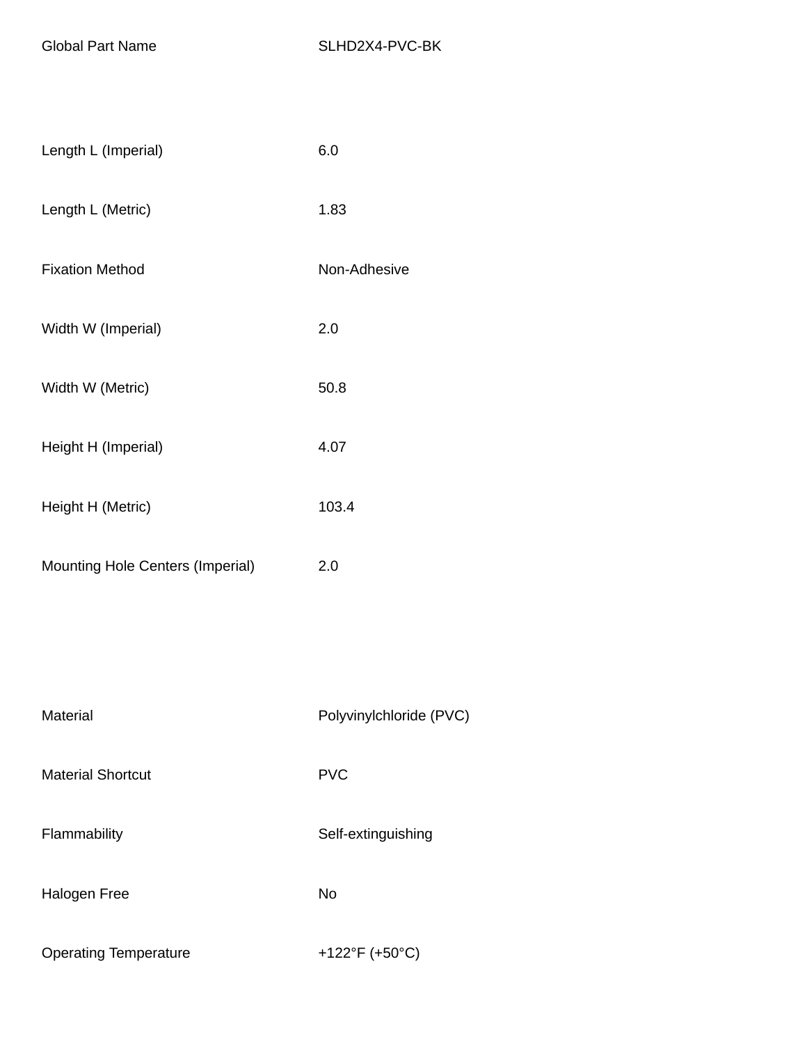| | |
|---|---|
| Global Part Name | SLHD2X4-PVC-BK |
| Length L (Imperial) | 6.0 |
| Length L (Metric) | 1.83 |
| Fixation Method | Non-Adhesive |
| Width W (Imperial) | 2.0 |
| Width W (Metric) | 50.8 |
| Height H (Imperial) | 4.07 |
| Height H (Metric) | 103.4 |
| Mounting Hole Centers (Imperial) | 2.0 |

| | |
|---|---|
| Material | Polyvinylchloride (PVC) |
| Material Shortcut | PVC |
| Flammability | Self-extinguishing |
| Halogen Free | No |
| Operating Temperature | +122°F (+50°C) |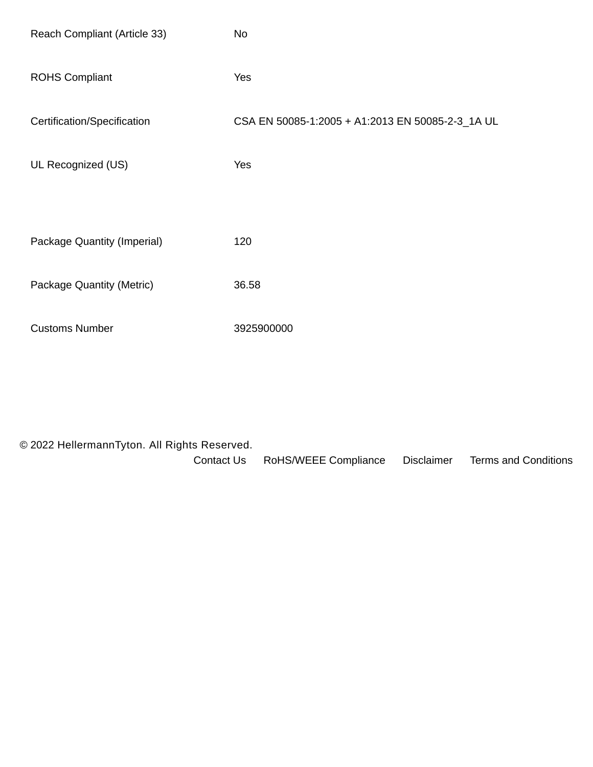| | |
|---|---|
| Reach Compliant (Article 33) | No |
| ROHS Compliant | Yes |
| Certification/Specification | CSA EN 50085-1:2005 + A1:2013 EN 50085-2-3_1A UL |
| UL Recognized (US) | Yes |

| | |
|---|---|
| Package Quantity (Imperial) | 120 |
| Package Quantity (Metric) | 36.58 |
| Customs Number | 3925900000 |

© 2022 HellermannTyton. All Rights Reserved.

Contact Us RoHS/WEEE Compliance Disclaimer Terms and Conditions